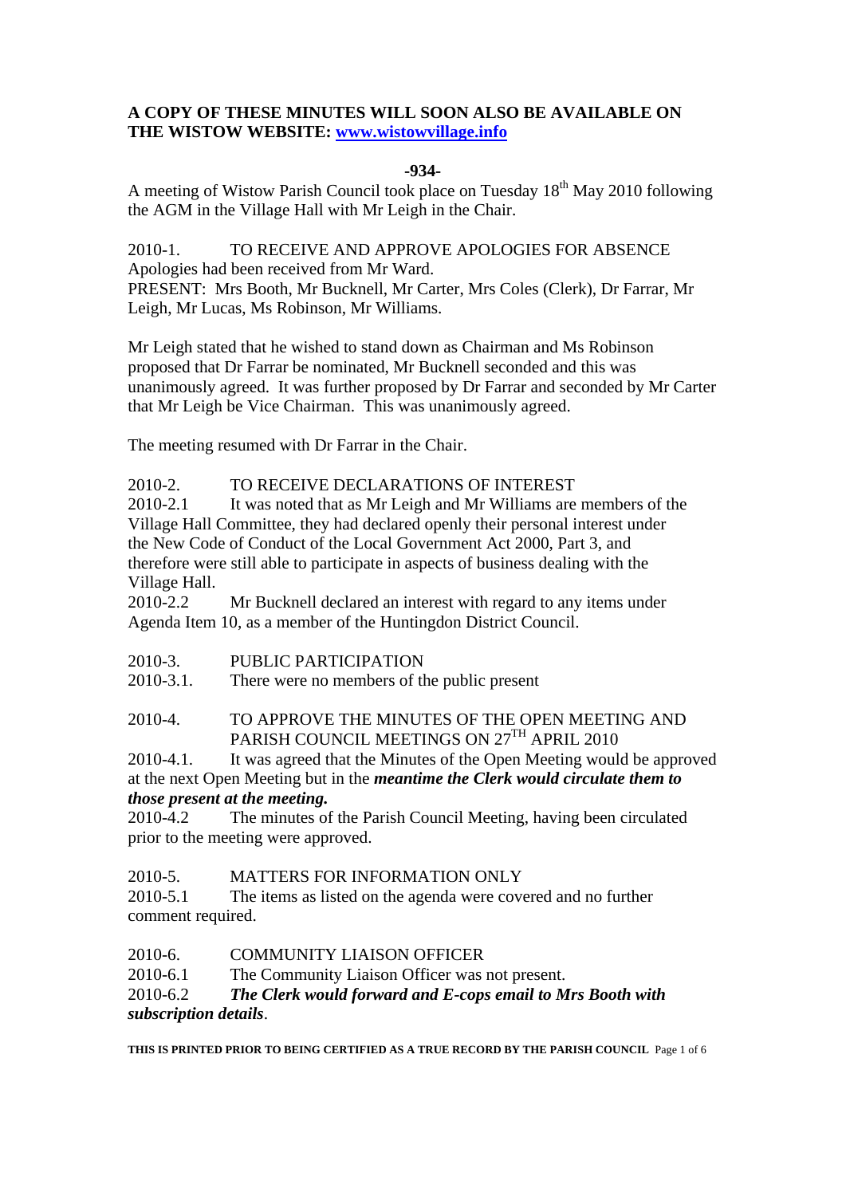**A COPY OF THESE MINUTES WILL SOON ALSO BE AVAILABLE ON THE WISTOW WEBSITE: [www.wistowvillage.info](http://www.wistowvillage.info)**

**-934-**

A meeting of Wistow Parish Council took place on Tuesday 18th May 2010 following the AGM in the Village Hall with Mr Leigh in the Chair.

2010-1. TO RECEIVE AND APPROVE APOLOGIES FOR ABSENCE
Apologies had been received from Mr Ward.
PRESENT: Mrs Booth, Mr Bucknell, Mr Carter, Mrs Coles (Clerk), Dr Farrar, Mr Leigh, Mr Lucas, Ms Robinson, Mr Williams.

Mr Leigh stated that he wished to stand down as Chairman and Ms Robinson proposed that Dr Farrar be nominated, Mr Bucknell seconded and this was unanimously agreed. It was further proposed by Dr Farrar and seconded by Mr Carter that Mr Leigh be Vice Chairman. This was unanimously agreed.

The meeting resumed with Dr Farrar in the Chair.

2010-2. TO RECEIVE DECLARATIONS OF INTEREST
2010-2.1 It was noted that as Mr Leigh and Mr Williams are members of the Village Hall Committee, they had declared openly their personal interest under the New Code of Conduct of the Local Government Act 2000, Part 3, and therefore were still able to participate in aspects of business dealing with the Village Hall.
2010-2.2 Mr Bucknell declared an interest with regard to any items under Agenda Item 10, as a member of the Huntingdon District Council.

2010-3. PUBLIC PARTICIPATION
2010-3.1. There were no members of the public present

2010-4. TO APPROVE THE MINUTES OF THE OPEN MEETING AND PARISH COUNCIL MEETINGS ON 27TH APRIL 2010
2010-4.1. It was agreed that the Minutes of the Open Meeting would be approved at the next Open Meeting but in the ***meantime the Clerk would circulate them to those present at the meeting.***
2010-4.2 The minutes of the Parish Council Meeting, having been circulated prior to the meeting were approved.

2010-5. MATTERS FOR INFORMATION ONLY
2010-5.1 The items as listed on the agenda were covered and no further comment required.

2010-6. COMMUNITY LIAISON OFFICER
2010-6.1 The Community Liaison Officer was not present.
2010-6.2 ***The Clerk would forward and E-cops email to Mrs Booth with subscription details***.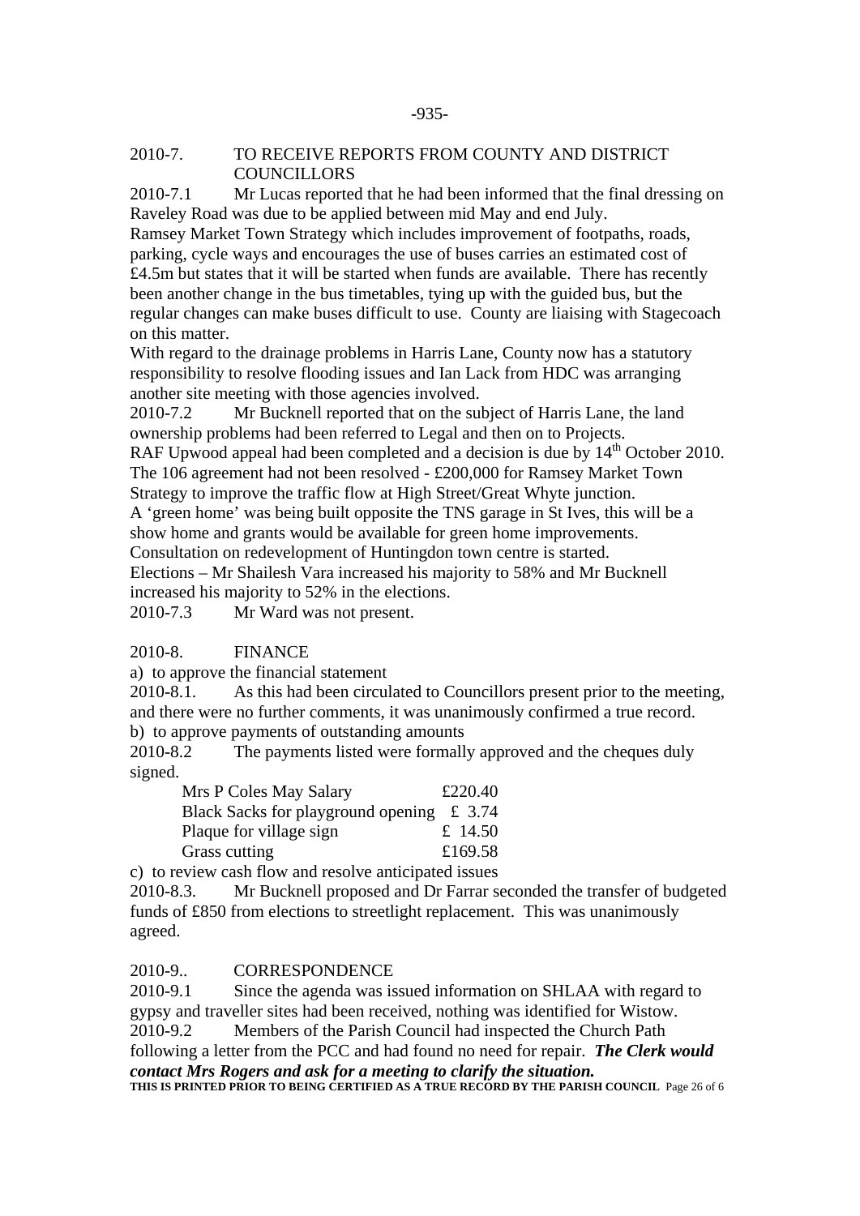## 2010-7. TO RECEIVE REPORTS FROM COUNTY AND DISTRICT COUNCILLORS

2010-7.1 Mr Lucas reported that he had been informed that the final dressing on Raveley Road was due to be applied between mid May and end July.

Ramsey Market Town Strategy which includes improvement of footpaths, roads, parking, cycle ways and encourages the use of buses carries an estimated cost of £4.5m but states that it will be started when funds are available. There has recently been another change in the bus timetables, tying up with the guided bus, but the regular changes can make buses difficult to use. County are liaising with Stagecoach on this matter.

With regard to the drainage problems in Harris Lane, County now has a statutory responsibility to resolve flooding issues and Ian Lack from HDC was arranging another site meeting with those agencies involved.

2010-7.2 Mr Bucknell reported that on the subject of Harris Lane, the land ownership problems had been referred to Legal and then on to Projects.

RAF Upwood appeal had been completed and a decision is due by 14th October 2010.

The 106 agreement had not been resolved - £200,000 for Ramsey Market Town Strategy to improve the traffic flow at High Street/Great Whyte junction.

A 'green home' was being built opposite the TNS garage in St Ives, this will be a show home and grants would be available for green home improvements.

Consultation on redevelopment of Huntingdon town centre is started.

Elections – Mr Shailesh Vara increased his majority to 58% and Mr Bucknell increased his majority to 52% in the elections.

2010-7.3 Mr Ward was not present.

## 2010-8. FINANCE

a) to approve the financial statement

2010-8.1. As this had been circulated to Councillors present prior to the meeting, and there were no further comments, it was unanimously confirmed a true record.

b) to approve payments of outstanding amounts

2010-8.2 The payments listed were formally approved and the cheques duly signed.

| | |
|---|---|
| Mrs P Coles May Salary | £220.40 |
| Black Sacks for playground opening | £ 3.74 |
| Plaque for village sign | £ 14.50 |
| Grass cutting | £169.58 |

c) to review cash flow and resolve anticipated issues

2010-8.3. Mr Bucknell proposed and Dr Farrar seconded the transfer of budgeted funds of £850 from elections to streetlight replacement. This was unanimously agreed.

## 2010-9.. CORRESPONDENCE

2010-9.1 Since the agenda was issued information on SHLAA with regard to gypsy and traveller sites had been received, nothing was identified for Wistow.

2010-9.2 Members of the Parish Council had inspected the Church Path following a letter from the PCC and had found no need for repair. ***The Clerk would contact Mrs Rogers and ask for a meeting to clarify the situation.***

**THIS IS PRINTED PRIOR TO BEING CERTIFIED AS A TRUE RECORD BY THE PARISH COUNCIL**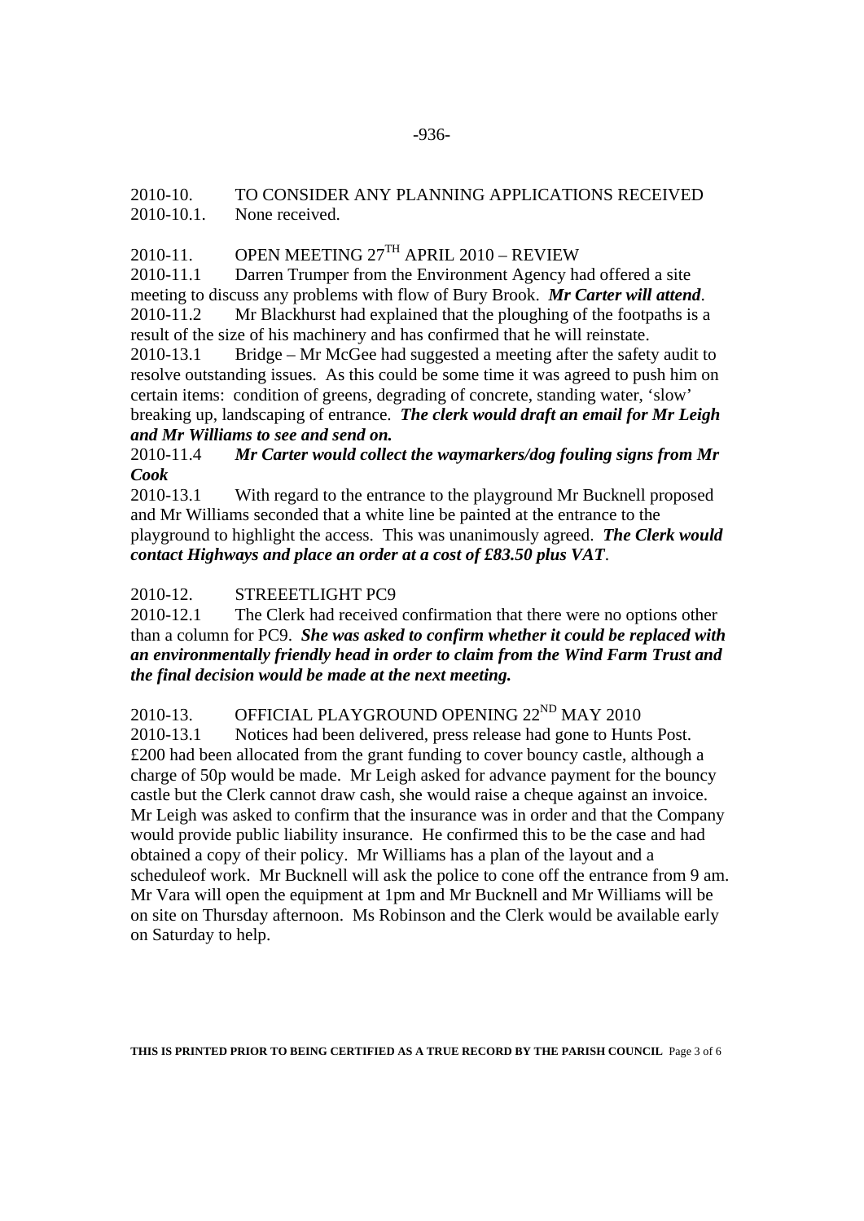-936-

2010-10. TO CONSIDER ANY PLANNING APPLICATIONS RECEIVED
2010-10.1. None received.

2010-11. OPEN MEETING 27TH APRIL 2010 – REVIEW
2010-11.1 Darren Trumper from the Environment Agency had offered a site meeting to discuss any problems with flow of Bury Brook. ***Mr Carter will attend***.
2010-11.2 Mr Blackhurst had explained that the ploughing of the footpaths is a result of the size of his machinery and has confirmed that he will reinstate.
2010-13.1 Bridge – Mr McGee had suggested a meeting after the safety audit to resolve outstanding issues. As this could be some time it was agreed to push him on certain items: condition of greens, degrading of concrete, standing water, 'slow' breaking up, landscaping of entrance. ***The clerk would draft an email for Mr Leigh and Mr Williams to see and send on.***
2010-11.4 ***Mr Carter would collect the waymarkers/dog fouling signs from Mr Cook***
2010-13.1 With regard to the entrance to the playground Mr Bucknell proposed and Mr Williams seconded that a white line be painted at the entrance to the playground to highlight the access. This was unanimously agreed. ***The Clerk would contact Highways and place an order at a cost of £83.50 plus VAT***.

2010-12. STREEETLIGHT PC9
2010-12.1 The Clerk had received confirmation that there were no options other than a column for PC9. ***She was asked to confirm whether it could be replaced with an environmentally friendly head in order to claim from the Wind Farm Trust and the final decision would be made at the next meeting.***

2010-13. OFFICIAL PLAYGROUND OPENING 22ND MAY 2010
2010-13.1 Notices had been delivered, press release had gone to Hunts Post. £200 had been allocated from the grant funding to cover bouncy castle, although a charge of 50p would be made. Mr Leigh asked for advance payment for the bouncy castle but the Clerk cannot draw cash, she would raise a cheque against an invoice. Mr Leigh was asked to confirm that the insurance was in order and that the Company would provide public liability insurance. He confirmed this to be the case and had obtained a copy of their policy. Mr Williams has a plan of the layout and a scheduleof work. Mr Bucknell will ask the police to cone off the entrance from 9 am. Mr Vara will open the equipment at 1pm and Mr Bucknell and Mr Williams will be on site on Thursday afternoon. Ms Robinson and the Clerk would be available early on Saturday to help.

**THIS IS PRINTED PRIOR TO BEING CERTIFIED AS A TRUE RECORD BY THE PARISH COUNCIL**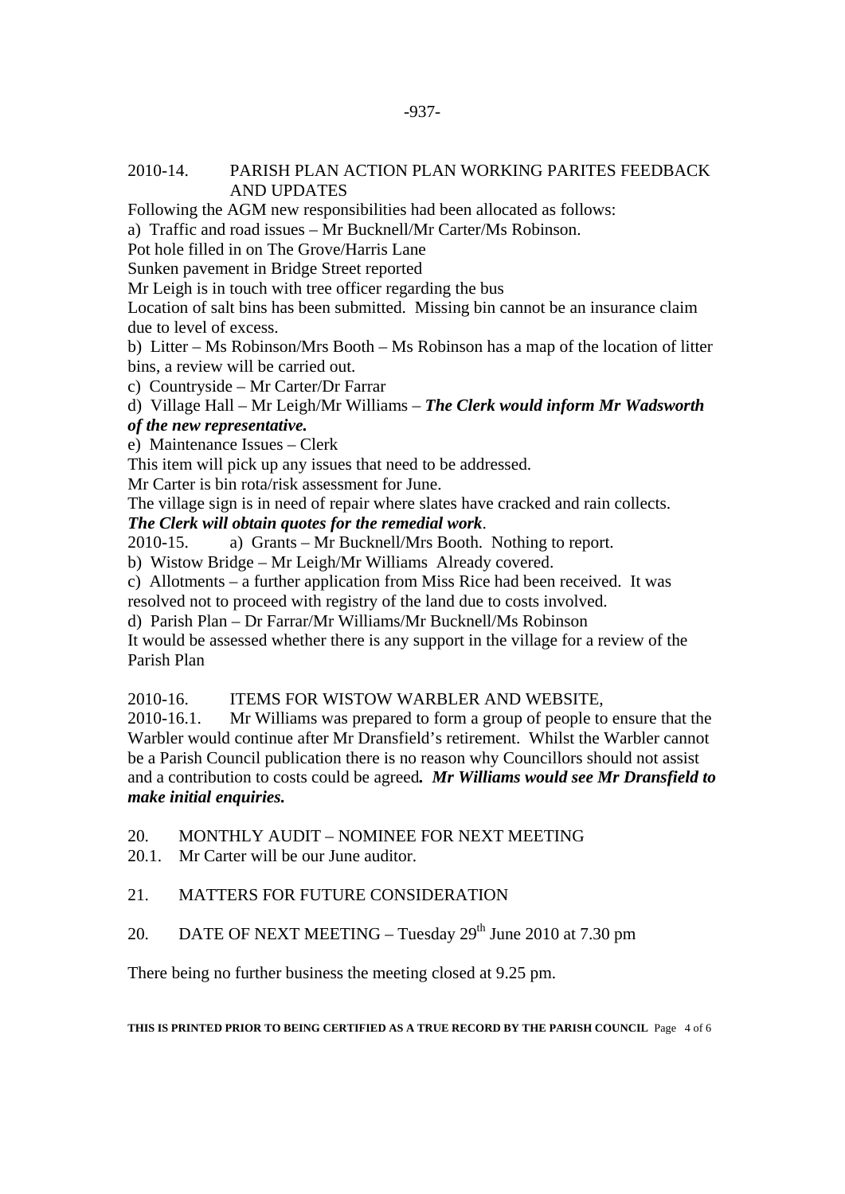2010-14. PARISH PLAN ACTION PLAN WORKING PARITES FEEDBACK AND UPDATES

Following the AGM new responsibilities had been allocated as follows:

a) Traffic and road issues – Mr Bucknell/Mr Carter/Ms Robinson.

Pot hole filled in on The Grove/Harris Lane

Sunken pavement in Bridge Street reported

Mr Leigh is in touch with tree officer regarding the bus

Location of salt bins has been submitted. Missing bin cannot be an insurance claim due to level of excess.

b) Litter – Ms Robinson/Mrs Booth – Ms Robinson has a map of the location of litter bins, a review will be carried out.

c) Countryside – Mr Carter/Dr Farrar

d) Village Hall – Mr Leigh/Mr Williams – ***The Clerk would inform Mr Wadsworth of the new representative.***

e) Maintenance Issues – Clerk

This item will pick up any issues that need to be addressed.

Mr Carter is bin rota/risk assessment for June.

The village sign is in need of repair where slates have cracked and rain collects.

***The Clerk will obtain quotes for the remedial work***.

2010-15. a) Grants – Mr Bucknell/Mrs Booth. Nothing to report.

b) Wistow Bridge – Mr Leigh/Mr Williams Already covered.

c) Allotments – a further application from Miss Rice had been received. It was resolved not to proceed with registry of the land due to costs involved.

d) Parish Plan – Dr Farrar/Mr Williams/Mr Bucknell/Ms Robinson

It would be assessed whether there is any support in the village for a review of the Parish Plan

2010-16. ITEMS FOR WISTOW WARBLER AND WEBSITE,

2010-16.1. Mr Williams was prepared to form a group of people to ensure that the Warbler would continue after Mr Dransfield's retirement. Whilst the Warbler cannot be a Parish Council publication there is no reason why Councillors should not assist and a contribution to costs could be agreed***. Mr Williams would see Mr Dransfield to make initial enquiries.***

20. MONTHLY AUDIT – NOMINEE FOR NEXT MEETING

20.1. Mr Carter will be our June auditor.

21. MATTERS FOR FUTURE CONSIDERATION

20. DATE OF NEXT MEETING – Tuesday 29th June 2010 at 7.30 pm

There being no further business the meeting closed at 9.25 pm.

**THIS IS PRINTED PRIOR TO BEING CERTIFIED AS A TRUE RECORD BY THE PARISH COUNCIL**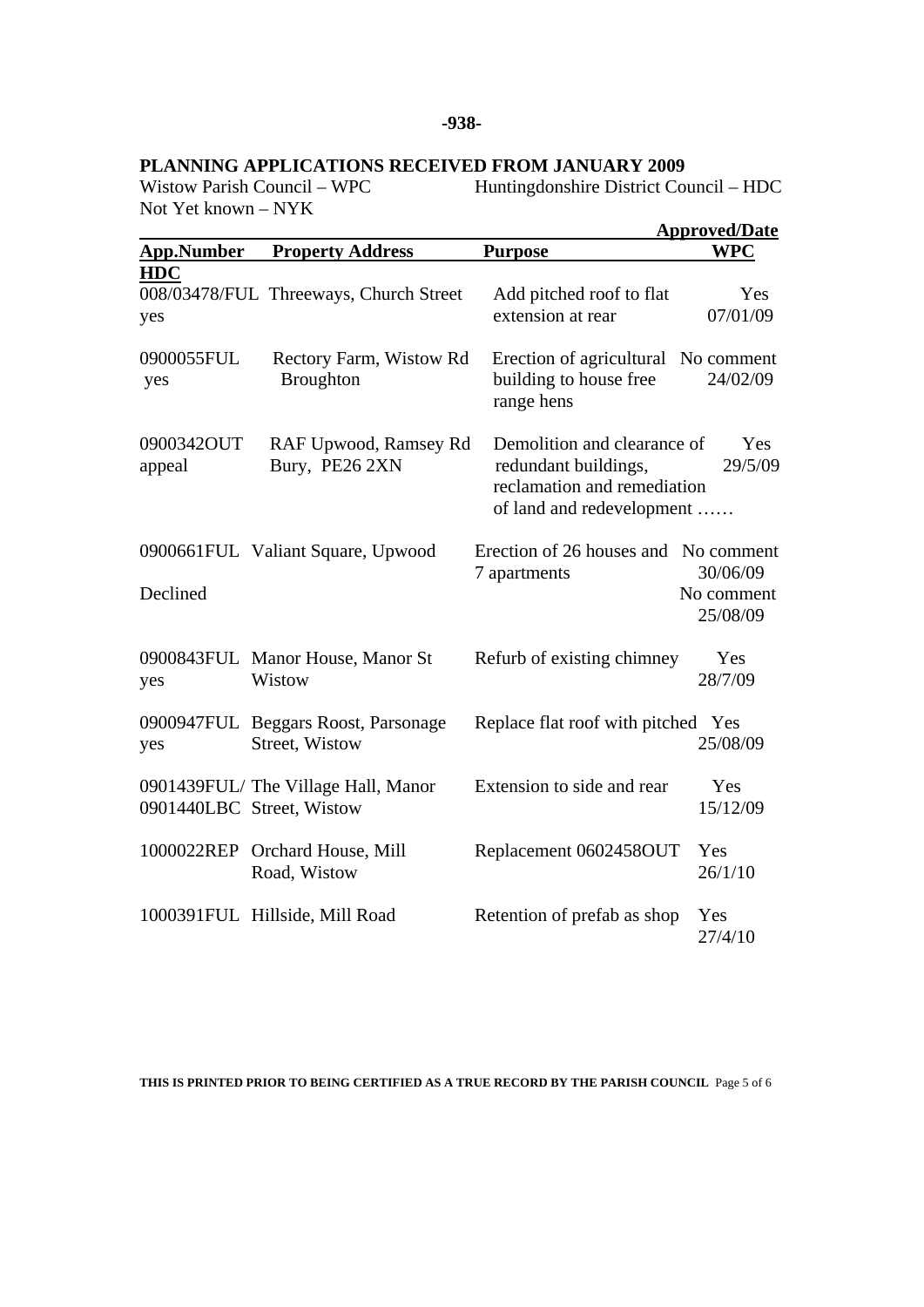-938-

## PLANNING APPLICATIONS RECEIVED FROM JANUARY 2009

Wistow Parish Council – WPC　　　Huntingdonshire District Council – HDC
Not Yet known – NYK

| App.Number<br>HDC | Property Address | Purpose | Approved/Date<br>WPC |
|---|---|---|---|
| 008/03478/FUL<br>yes | Threeways, Church Street | Add pitched roof to flat extension at rear | Yes<br>07/01/09 |
| 0900055FUL<br>yes | Rectory Farm, Wistow Rd Broughton | Erection of agricultural building to house free range hens | No comment<br>24/02/09 |
| 0900342OUT<br>appeal | RAF Upwood, Ramsey Rd Bury, PE26 2XN | Demolition and clearance of redundant buildings, reclamation and remediation of land and redevelopment …… | Yes<br>29/5/09 |
| 0900661FUL<br><br>Declined | Valiant Square, Upwood | Erection of 26 houses and 7 apartments | No comment<br>30/06/09<br>No comment<br>25/08/09 |
| 0900843FUL<br>yes | Manor House, Manor St Wistow | Refurb of existing chimney | Yes<br>28/7/09 |
| 0900947FUL<br>yes | Beggars Roost, Parsonage Street, Wistow | Replace flat roof with pitched | Yes<br>25/08/09 |
| 0901439FUL/<br>0901440LBC | The Village Hall, Manor Street, Wistow | Extension to side and rear | Yes<br>15/12/09 |
| 1000022REP | Orchard House, Mill Road, Wistow | Replacement 0602458OUT | Yes<br>26/1/10 |
| 1000391FUL | Hillside, Mill Road | Retention of prefab as shop | Yes<br>27/4/10 |

**THIS IS PRINTED PRIOR TO BEING CERTIFIED AS A TRUE RECORD BY THE PARISH COUNCIL**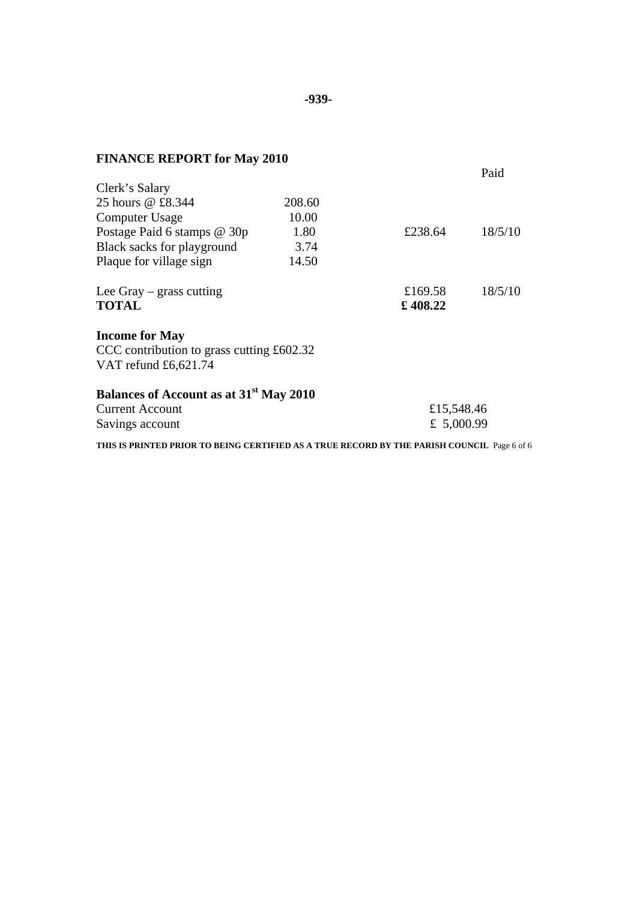## FINANCE REPORT for May 2010

| | | | Paid |
|---|---|---|---|
| Clerk's Salary | | | |
| 25 hours @ £8.344 | 208.60 | | |
| Computer Usage | 10.00 | | |
| Postage Paid 6 stamps @ 30p | 1.80 | £238.64 | 18/5/10 |
| Black sacks for playground | 3.74 | | |
| Plaque for village sign | 14.50 | | |
| Lee Gray – grass cutting | | £169.58 | 18/5/10 |
| **TOTAL** | | **£ 408.22** | |

**Income for May**

CCC contribution to grass cutting £602.32

VAT refund £6,621.74

**Balances of Account as at 31st May 2010**

| | |
|---|---|
| Current Account | £15,548.46 |
| Savings account | £ 5,000.99 |

**THIS IS PRINTED PRIOR TO BEING CERTIFIED AS A TRUE RECORD BY THE PARISH COUNCIL**